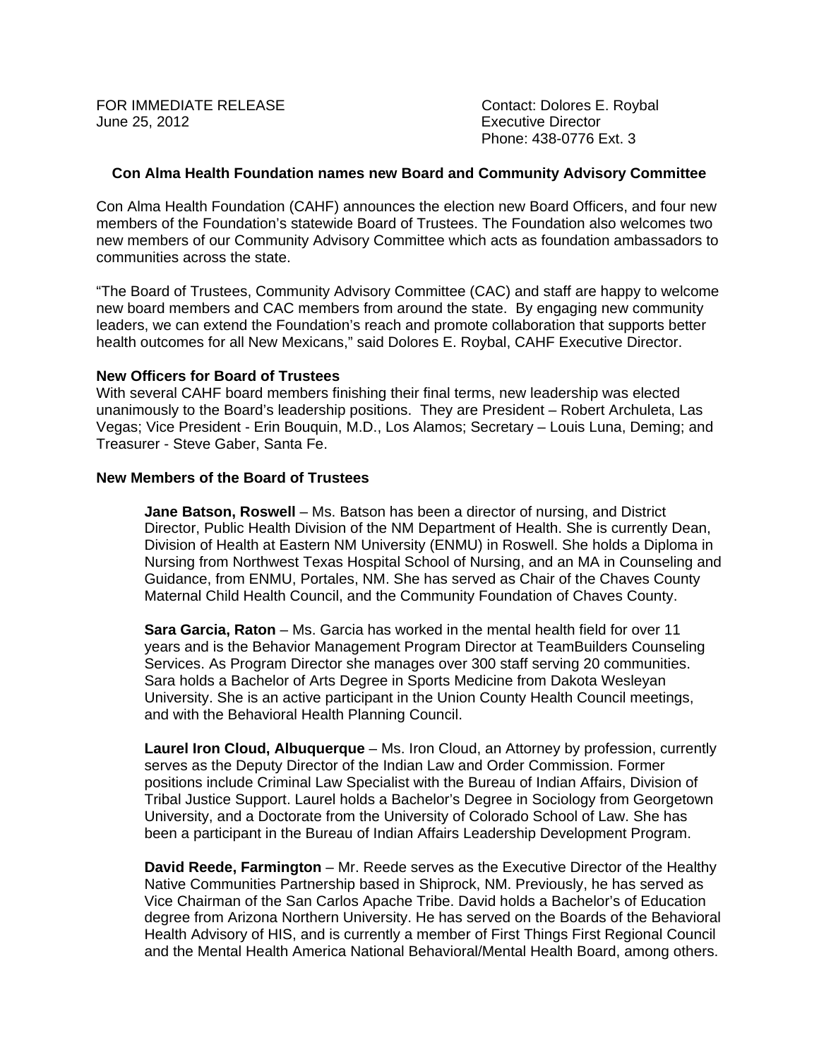FOR IMMEDIATE RELEASE
June 25, 2012

Contact: Dolores E. Roybal
Executive Director
Phone: 438-0776 Ext. 3

### Con Alma Health Foundation names new Board and Community Advisory Committee

Con Alma Health Foundation (CAHF) announces the election new Board Officers, and four new members of the Foundation's statewide Board of Trustees. The Foundation also welcomes two new members of our Community Advisory Committee which acts as foundation ambassadors to communities across the state.

"The Board of Trustees, Community Advisory Committee (CAC) and staff are happy to welcome new board members and CAC members from around the state. By engaging new community leaders, we can extend the Foundation's reach and promote collaboration that supports better health outcomes for all New Mexicans," said Dolores E. Roybal, CAHF Executive Director.

**New Officers for Board of Trustees**
With several CAHF board members finishing their final terms, new leadership was elected unanimously to the Board's leadership positions. They are President – Robert Archuleta, Las Vegas; Vice President - Erin Bouquin, M.D., Los Alamos; Secretary – Louis Luna, Deming; and Treasurer - Steve Gaber, Santa Fe.

**New Members of the Board of Trustees**

**Jane Batson, Roswell** – Ms. Batson has been a director of nursing, and District Director, Public Health Division of the NM Department of Health. She is currently Dean, Division of Health at Eastern NM University (ENMU) in Roswell. She holds a Diploma in Nursing from Northwest Texas Hospital School of Nursing, and an MA in Counseling and Guidance, from ENMU, Portales, NM. She has served as Chair of the Chaves County Maternal Child Health Council, and the Community Foundation of Chaves County.

**Sara Garcia, Raton** – Ms. Garcia has worked in the mental health field for over 11 years and is the Behavior Management Program Director at TeamBuilders Counseling Services. As Program Director she manages over 300 staff serving 20 communities. Sara holds a Bachelor of Arts Degree in Sports Medicine from Dakota Wesleyan University. She is an active participant in the Union County Health Council meetings, and with the Behavioral Health Planning Council.

**Laurel Iron Cloud, Albuquerque** – Ms. Iron Cloud, an Attorney by profession, currently serves as the Deputy Director of the Indian Law and Order Commission. Former positions include Criminal Law Specialist with the Bureau of Indian Affairs, Division of Tribal Justice Support. Laurel holds a Bachelor's Degree in Sociology from Georgetown University, and a Doctorate from the University of Colorado School of Law. She has been a participant in the Bureau of Indian Affairs Leadership Development Program.

**David Reede, Farmington** – Mr. Reede serves as the Executive Director of the Healthy Native Communities Partnership based in Shiprock, NM. Previously, he has served as Vice Chairman of the San Carlos Apache Tribe. David holds a Bachelor's of Education degree from Arizona Northern University. He has served on the Boards of the Behavioral Health Advisory of HIS, and is currently a member of First Things First Regional Council and the Mental Health America National Behavioral/Mental Health Board, among others.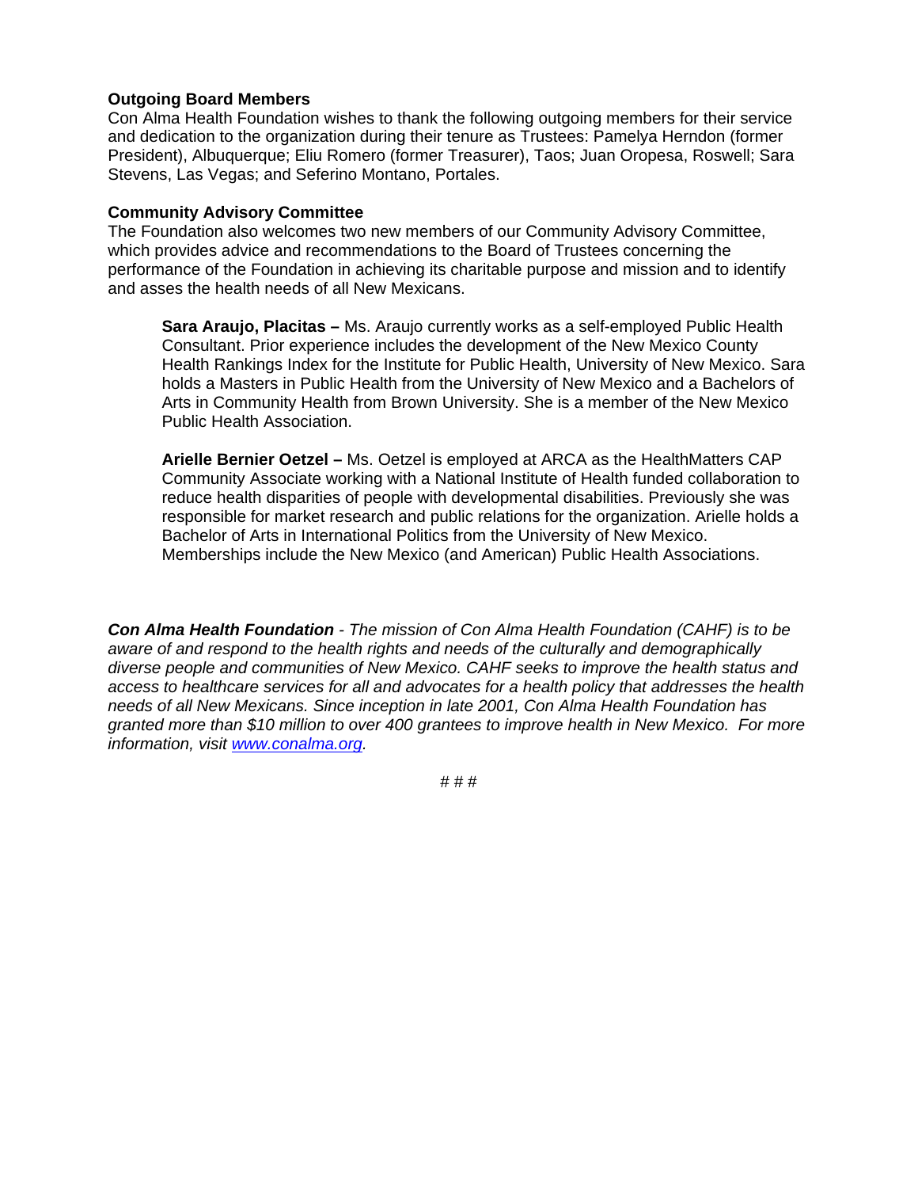**Outgoing Board Members**

Con Alma Health Foundation wishes to thank the following outgoing members for their service and dedication to the organization during their tenure as Trustees: Pamelya Herndon (former President), Albuquerque; Eliu Romero (former Treasurer), Taos; Juan Oropesa, Roswell; Sara Stevens, Las Vegas; and Seferino Montano, Portales.

**Community Advisory Committee**

The Foundation also welcomes two new members of our Community Advisory Committee, which provides advice and recommendations to the Board of Trustees concerning the performance of the Foundation in achieving its charitable purpose and mission and to identify and asses the health needs of all New Mexicans.

> **Sara Araujo, Placitas –** Ms. Araujo currently works as a self-employed Public Health Consultant. Prior experience includes the development of the New Mexico County Health Rankings Index for the Institute for Public Health, University of New Mexico. Sara holds a Masters in Public Health from the University of New Mexico and a Bachelors of Arts in Community Health from Brown University. She is a member of the New Mexico Public Health Association.
>
> **Arielle Bernier Oetzel –** Ms. Oetzel is employed at ARCA as the HealthMatters CAP Community Associate working with a National Institute of Health funded collaboration to reduce health disparities of people with developmental disabilities. Previously she was responsible for market research and public relations for the organization. Arielle holds a Bachelor of Arts in International Politics from the University of New Mexico. Memberships include the New Mexico (and American) Public Health Associations.

***Con Alma Health Foundation*** *- The mission of Con Alma Health Foundation (CAHF) is to be aware of and respond to the health rights and needs of the culturally and demographically diverse people and communities of New Mexico. CAHF seeks to improve the health status and access to healthcare services for all and advocates for a health policy that addresses the health needs of all New Mexicans. Since inception in late 2001, Con Alma Health Foundation has granted more than $10 million to over 400 grantees to improve health in New Mexico. For more information, visit [www.conalma.org](http://www.conalma.org).*

# # #